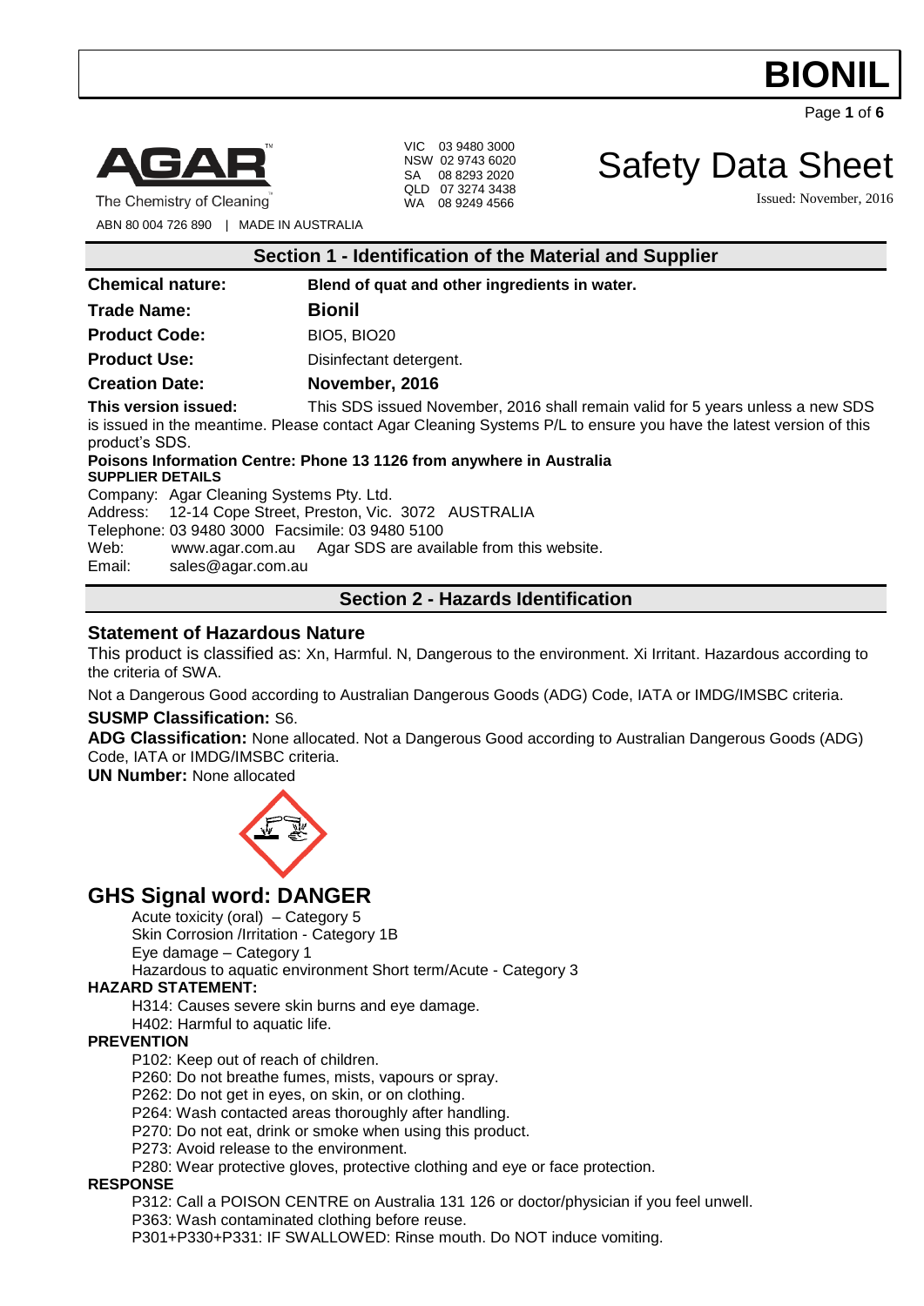# BIONIL

AGAR™
The Chemistry of Cleaning™
ABN 80 004 726 890 | MADE IN AUSTRALIA

VIC 03 9480 3000
NSW 02 9743 6020
SA 08 8293 2020
QLD 07 3274 3438
WA 08 9249 4566

# Safety Data Sheet

Issued: November, 2016

## Section 1 - Identification of the Material and Supplier

**Chemical nature:** **Blend of quat and other ingredients in water.**

**Trade Name:** **Bionil**

**Product Code:** BIO5, BIO20

**Product Use:** Disinfectant detergent.

**Creation Date:** **November, 2016**

**This version issued:** This SDS issued November, 2016 shall remain valid for 5 years unless a new SDS is issued in the meantime. Please contact Agar Cleaning Systems P/L to ensure you have the latest version of this product's SDS.

**Poisons Information Centre: Phone 13 1126 from anywhere in Australia**

**SUPPLIER DETAILS**

Company: Agar Cleaning Systems Pty. Ltd.
Address: 12-14 Cope Street, Preston, Vic. 3072 AUSTRALIA
Telephone: 03 9480 3000 Facsimile: 03 9480 5100
Web: www.agar.com.au Agar SDS are available from this website.
Email: sales@agar.com.au

## Section 2 - Hazards Identification

### Statement of Hazardous Nature

This product is classified as: Xn, Harmful. N, Dangerous to the environment. Xi Irritant. Hazardous according to the criteria of SWA.

Not a Dangerous Good according to Australian Dangerous Goods (ADG) Code, IATA or IMDG/IMSBC criteria.

**SUSMP Classification:** S6.

**ADG Classification:** None allocated. Not a Dangerous Good according to Australian Dangerous Goods (ADG) Code, IATA or IMDG/IMSBC criteria.

**UN Number:** None allocated

## GHS Signal word: DANGER

Acute toxicity (oral) – Category 5
Skin Corrosion /Irritation - Category 1B
Eye damage – Category 1
Hazardous to aquatic environment Short term/Acute - Category 3

**HAZARD STATEMENT:**

H314: Causes severe skin burns and eye damage.
H402: Harmful to aquatic life.

**PREVENTION**

P102: Keep out of reach of children.
P260: Do not breathe fumes, mists, vapours or spray.
P262: Do not get in eyes, on skin, or on clothing.
P264: Wash contacted areas thoroughly after handling.
P270: Do not eat, drink or smoke when using this product.
P273: Avoid release to the environment.
P280: Wear protective gloves, protective clothing and eye or face protection.

**RESPONSE**

P312: Call a POISON CENTRE on Australia 131 126 or doctor/physician if you feel unwell.
P363: Wash contaminated clothing before reuse.
P301+P330+P331: IF SWALLOWED: Rinse mouth. Do NOT induce vomiting.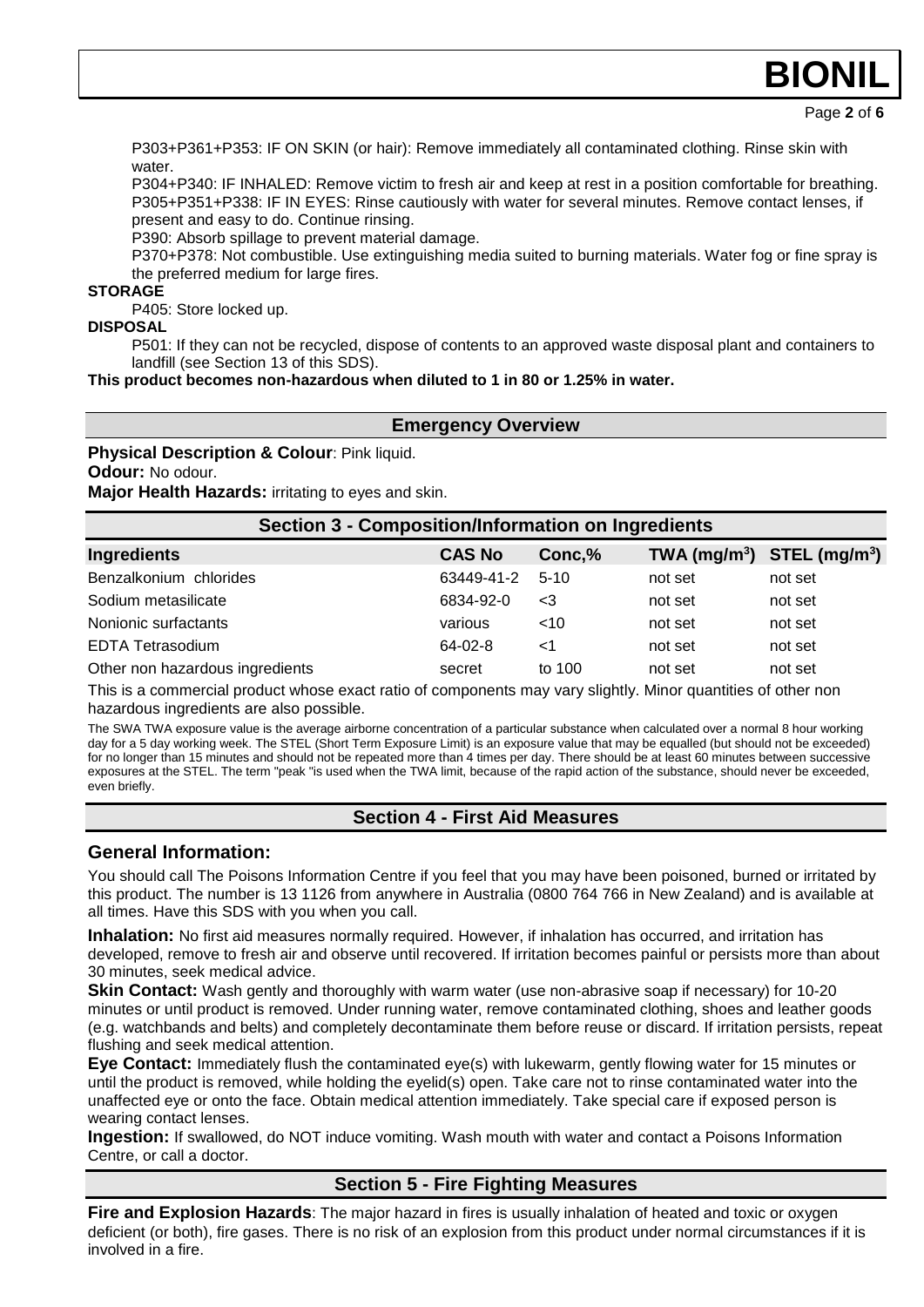P303+P361+P353: IF ON SKIN (or hair): Remove immediately all contaminated clothing. Rinse skin with water.

P304+P340: IF INHALED: Remove victim to fresh air and keep at rest in a position comfortable for breathing.

P305+P351+P338: IF IN EYES: Rinse cautiously with water for several minutes. Remove contact lenses, if present and easy to do. Continue rinsing.

P390: Absorb spillage to prevent material damage.

P370+P378: Not combustible. Use extinguishing media suited to burning materials. Water fog or fine spray is the preferred medium for large fires.

**STORAGE**

P405: Store locked up.

**DISPOSAL**

P501: If they can not be recycled, dispose of contents to an approved waste disposal plant and containers to landfill (see Section 13 of this SDS).

**This product becomes non-hazardous when diluted to 1 in 80 or 1.25% in water.**

## Emergency Overview

**Physical Description & Colour**: Pink liquid.

**Odour:** No odour.

**Major Health Hazards:** irritating to eyes and skin.

## Section 3 - Composition/Information on Ingredients

| Ingredients | CAS No | Conc,% | TWA ($mg/m^3$) | STEL ($mg/m^3$) |
|---|---|---|---|---|
| Benzalkonium chlorides | 63449-41-2 | 5-10 | not set | not set |
| Sodium metasilicate | 6834-92-0 | <3 | not set | not set |
| Nonionic surfactants | various | <10 | not set | not set |
| EDTA Tetrasodium | 64-02-8 | <1 | not set | not set |
| Other non hazardous ingredients | secret | to 100 | not set | not set |

This is a commercial product whose exact ratio of components may vary slightly. Minor quantities of other non hazardous ingredients are also possible.

The SWA TWA exposure value is the average airborne concentration of a particular substance when calculated over a normal 8 hour working day for a 5 day working week. The STEL (Short Term Exposure Limit) is an exposure value that may be equalled (but should not be exceeded) for no longer than 15 minutes and should not be repeated more than 4 times per day. There should be at least 60 minutes between successive exposures at the STEL. The term "peak "is used when the TWA limit, because of the rapid action of the substance, should never be exceeded, even briefly.

## Section 4 - First Aid Measures

### General Information:

You should call The Poisons Information Centre if you feel that you may have been poisoned, burned or irritated by this product. The number is 13 1126 from anywhere in Australia (0800 764 766 in New Zealand) and is available at all times. Have this SDS with you when you call.

**Inhalation:** No first aid measures normally required. However, if inhalation has occurred, and irritation has developed, remove to fresh air and observe until recovered. If irritation becomes painful or persists more than about 30 minutes, seek medical advice.

**Skin Contact:** Wash gently and thoroughly with warm water (use non-abrasive soap if necessary) for 10-20 minutes or until product is removed. Under running water, remove contaminated clothing, shoes and leather goods (e.g. watchbands and belts) and completely decontaminate them before reuse or discard. If irritation persists, repeat flushing and seek medical attention.

**Eye Contact:** Immediately flush the contaminated eye(s) with lukewarm, gently flowing water for 15 minutes or until the product is removed, while holding the eyelid(s) open. Take care not to rinse contaminated water into the unaffected eye or onto the face. Obtain medical attention immediately. Take special care if exposed person is wearing contact lenses.

**Ingestion:** If swallowed, do NOT induce vomiting. Wash mouth with water and contact a Poisons Information Centre, or call a doctor.

## Section 5 - Fire Fighting Measures

**Fire and Explosion Hazards**: The major hazard in fires is usually inhalation of heated and toxic or oxygen deficient (or both), fire gases. There is no risk of an explosion from this product under normal circumstances if it is involved in a fire.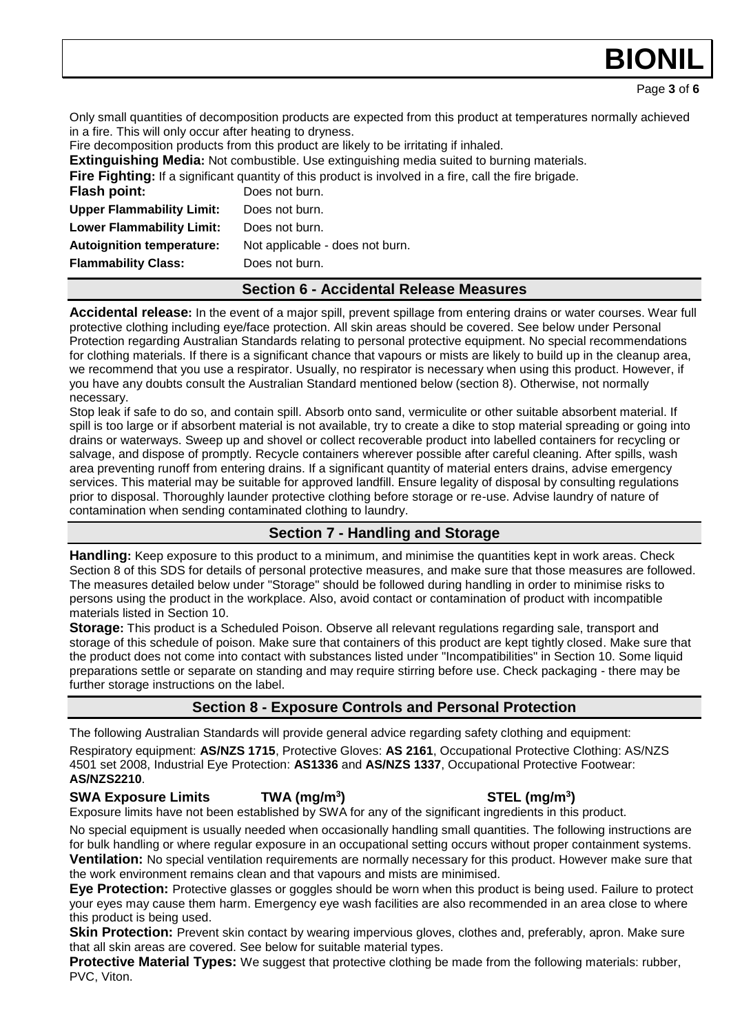Only small quantities of decomposition products are expected from this product at temperatures normally achieved in a fire. This will only occur after heating to dryness.

Fire decomposition products from this product are likely to be irritating if inhaled.

**Extinguishing Media:** Not combustible. Use extinguishing media suited to burning materials.

**Fire Fighting:** If a significant quantity of this product is involved in a fire, call the fire brigade.

| | |
|---|---|
| **Flash point:** | Does not burn. |
| **Upper Flammability Limit:** | Does not burn. |
| **Lower Flammability Limit:** | Does not burn. |
| **Autoignition temperature:** | Not applicable - does not burn. |
| **Flammability Class:** | Does not burn. |

## Section 6 - Accidental Release Measures

**Accidental release:** In the event of a major spill, prevent spillage from entering drains or water courses. Wear full protective clothing including eye/face protection. All skin areas should be covered. See below under Personal Protection regarding Australian Standards relating to personal protective equipment. No special recommendations for clothing materials. If there is a significant chance that vapours or mists are likely to build up in the cleanup area, we recommend that you use a respirator. Usually, no respirator is necessary when using this product. However, if you have any doubts consult the Australian Standard mentioned below (section 8). Otherwise, not normally necessary.

Stop leak if safe to do so, and contain spill. Absorb onto sand, vermiculite or other suitable absorbent material. If spill is too large or if absorbent material is not available, try to create a dike to stop material spreading or going into drains or waterways. Sweep up and shovel or collect recoverable product into labelled containers for recycling or salvage, and dispose of promptly. Recycle containers wherever possible after careful cleaning. After spills, wash area preventing runoff from entering drains. If a significant quantity of material enters drains, advise emergency services. This material may be suitable for approved landfill. Ensure legality of disposal by consulting regulations prior to disposal. Thoroughly launder protective clothing before storage or re-use. Advise laundry of nature of contamination when sending contaminated clothing to laundry.

## Section 7 - Handling and Storage

**Handling:** Keep exposure to this product to a minimum, and minimise the quantities kept in work areas. Check Section 8 of this SDS for details of personal protective measures, and make sure that those measures are followed. The measures detailed below under "Storage" should be followed during handling in order to minimise risks to persons using the product in the workplace. Also, avoid contact or contamination of product with incompatible materials listed in Section 10.

**Storage:** This product is a Scheduled Poison. Observe all relevant regulations regarding sale, transport and storage of this schedule of poison. Make sure that containers of this product are kept tightly closed. Make sure that the product does not come into contact with substances listed under "Incompatibilities" in Section 10. Some liquid preparations settle or separate on standing and may require stirring before use. Check packaging - there may be further storage instructions on the label.

## Section 8 - Exposure Controls and Personal Protection

The following Australian Standards will provide general advice regarding safety clothing and equipment:

Respiratory equipment: **AS/NZS 1715**, Protective Gloves: **AS 2161**, Occupational Protective Clothing: AS/NZS 4501 set 2008, Industrial Eye Protection: **AS1336** and **AS/NZS 1337**, Occupational Protective Footwear: **AS/NZS2210**.

| **SWA Exposure Limits** | **TWA (mg/m$^3$)** | **STEL (mg/m$^3$)** |
|---|---|---|

Exposure limits have not been established by SWA for any of the significant ingredients in this product.

No special equipment is usually needed when occasionally handling small quantities. The following instructions are for bulk handling or where regular exposure in an occupational setting occurs without proper containment systems.

**Ventilation:** No special ventilation requirements are normally necessary for this product. However make sure that the work environment remains clean and that vapours and mists are minimised.

**Eye Protection:** Protective glasses or goggles should be worn when this product is being used. Failure to protect your eyes may cause them harm. Emergency eye wash facilities are also recommended in an area close to where this product is being used.

**Skin Protection:** Prevent skin contact by wearing impervious gloves, clothes and, preferably, apron. Make sure that all skin areas are covered. See below for suitable material types.

**Protective Material Types:** We suggest that protective clothing be made from the following materials: rubber, PVC, Viton.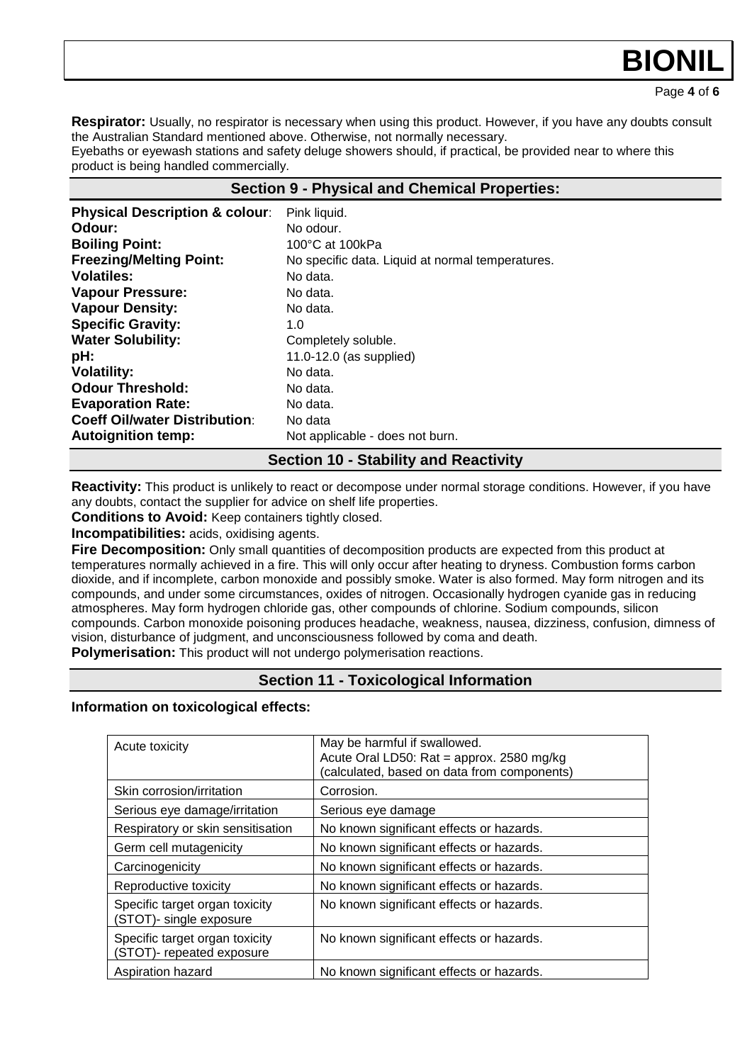**Respirator:** Usually, no respirator is necessary when using this product. However, if you have any doubts consult the Australian Standard mentioned above. Otherwise, not normally necessary.
Eyebaths or eyewash stations and safety deluge showers should, if practical, be provided near to where this product is being handled commercially.

## Section 9 - Physical and Chemical Properties:

**Physical Description & colour**: Pink liquid.
**Odour:** No odour.
**Boiling Point:** 100°C at 100kPa
**Freezing/Melting Point:** No specific data. Liquid at normal temperatures.
**Volatiles:** No data.
**Vapour Pressure:** No data.
**Vapour Density:** No data.
**Specific Gravity:** 1.0
**Water Solubility:** Completely soluble.
**pH:** 11.0-12.0 (as supplied)
**Volatility:** No data.
**Odour Threshold:** No data.
**Evaporation Rate:** No data.
**Coeff Oil/water Distribution**: No data
**Autoignition temp:** Not applicable - does not burn.

## Section 10 - Stability and Reactivity

**Reactivity:** This product is unlikely to react or decompose under normal storage conditions. However, if you have any doubts, contact the supplier for advice on shelf life properties.
**Conditions to Avoid:** Keep containers tightly closed.
**Incompatibilities:** acids, oxidising agents.
**Fire Decomposition:** Only small quantities of decomposition products are expected from this product at temperatures normally achieved in a fire. This will only occur after heating to dryness. Combustion forms carbon dioxide, and if incomplete, carbon monoxide and possibly smoke. Water is also formed. May form nitrogen and its compounds, and under some circumstances, oxides of nitrogen. Occasionally hydrogen cyanide gas in reducing atmospheres. May form hydrogen chloride gas, other compounds of chlorine. Sodium compounds, silicon compounds. Carbon monoxide poisoning produces headache, weakness, nausea, dizziness, confusion, dimness of vision, disturbance of judgment, and unconsciousness followed by coma and death.
**Polymerisation:** This product will not undergo polymerisation reactions.

## Section 11 - Toxicological Information

**Information on toxicological effects:**

| | |
|---|---|
| Acute toxicity | May be harmful if swallowed. Acute Oral LD50: Rat = approx. 2580 mg/kg (calculated, based on data from components) |
| Skin corrosion/irritation | Corrosion. |
| Serious eye damage/irritation | Serious eye damage |
| Respiratory or skin sensitisation | No known significant effects or hazards. |
| Germ cell mutagenicity | No known significant effects or hazards. |
| Carcinogenicity | No known significant effects or hazards. |
| Reproductive toxicity | No known significant effects or hazards. |
| Specific target organ toxicity (STOT)- single exposure | No known significant effects or hazards. |
| Specific target organ toxicity (STOT)- repeated exposure | No known significant effects or hazards. |
| Aspiration hazard | No known significant effects or hazards. |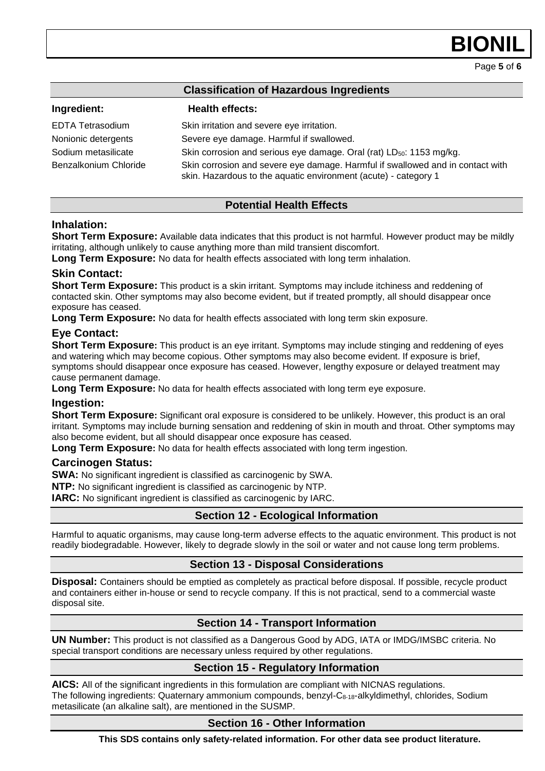## Classification of Hazardous Ingredients

| Ingredient: | Health effects: |
|---|---|
| EDTA Tetrasodium | Skin irritation and severe eye irritation. |
| Nonionic detergents | Severe eye damage. Harmful if swallowed. |
| Sodium metasilicate | Skin corrosion and serious eye damage. Oral (rat) $LD_{50}$: 1153 mg/kg. |
| Benzalkonium Chloride | Skin corrosion and severe eye damage. Harmful if swallowed and in contact with skin. Hazardous to the aquatic environment (acute) - category 1 |

## Potential Health Effects

### Inhalation:

**Short Term Exposure:** Available data indicates that this product is not harmful. However product may be mildly irritating, although unlikely to cause anything more than mild transient discomfort.

**Long Term Exposure:** No data for health effects associated with long term inhalation.

### Skin Contact:

**Short Term Exposure:** This product is a skin irritant. Symptoms may include itchiness and reddening of contacted skin. Other symptoms may also become evident, but if treated promptly, all should disappear once exposure has ceased.

**Long Term Exposure:** No data for health effects associated with long term skin exposure.

### Eye Contact:

**Short Term Exposure:** This product is an eye irritant. Symptoms may include stinging and reddening of eyes and watering which may become copious. Other symptoms may also become evident. If exposure is brief, symptoms should disappear once exposure has ceased. However, lengthy exposure or delayed treatment may cause permanent damage.

**Long Term Exposure:** No data for health effects associated with long term eye exposure.

### Ingestion:

**Short Term Exposure:** Significant oral exposure is considered to be unlikely. However, this product is an oral irritant. Symptoms may include burning sensation and reddening of skin in mouth and throat. Other symptoms may also become evident, but all should disappear once exposure has ceased.

**Long Term Exposure:** No data for health effects associated with long term ingestion.

### Carcinogen Status:

**SWA:** No significant ingredient is classified as carcinogenic by SWA.

**NTP:** No significant ingredient is classified as carcinogenic by NTP.

**IARC:** No significant ingredient is classified as carcinogenic by IARC.

## Section 12 - Ecological Information

Harmful to aquatic organisms, may cause long-term adverse effects to the aquatic environment. This product is not readily biodegradable. However, likely to degrade slowly in the soil or water and not cause long term problems.

## Section 13 - Disposal Considerations

**Disposal:** Containers should be emptied as completely as practical before disposal. If possible, recycle product and containers either in-house or send to recycle company. If this is not practical, send to a commercial waste disposal site.

## Section 14 - Transport Information

**UN Number:** This product is not classified as a Dangerous Good by ADG, IATA or IMDG/IMSBC criteria. No special transport conditions are necessary unless required by other regulations.

## Section 15 - Regulatory Information

**AICS:** All of the significant ingredients in this formulation are compliant with NICNAS regulations.
The following ingredients: Quaternary ammonium compounds, benzyl-$C_{8-18}$-alkyldimethyl, chlorides, Sodium metasilicate (an alkaline salt), are mentioned in the SUSMP.

## Section 16 - Other Information

**This SDS contains only safety-related information. For other data see product literature.**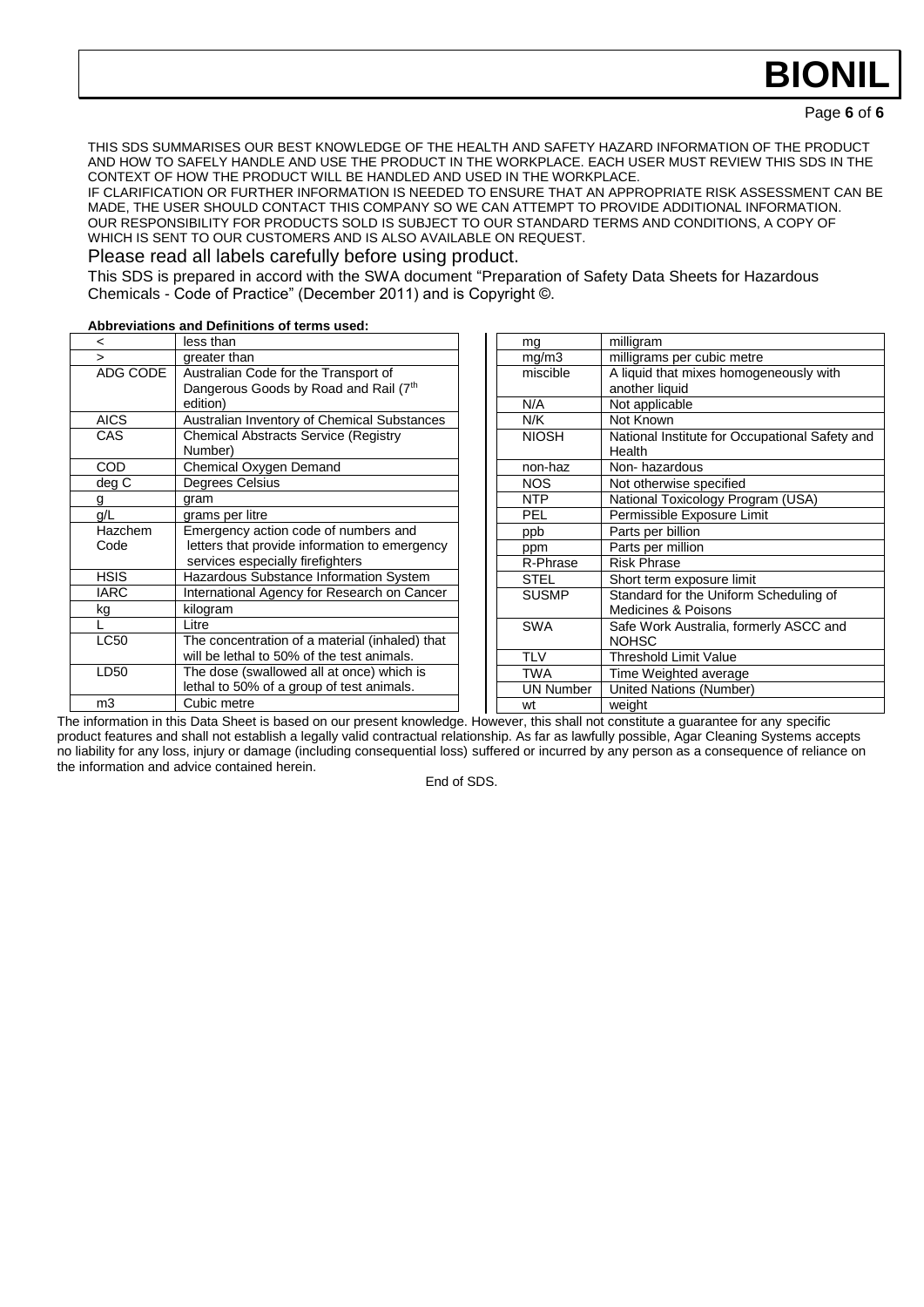THIS SDS SUMMARISES OUR BEST KNOWLEDGE OF THE HEALTH AND SAFETY HAZARD INFORMATION OF THE PRODUCT AND HOW TO SAFELY HANDLE AND USE THE PRODUCT IN THE WORKPLACE. EACH USER MUST REVIEW THIS SDS IN THE CONTEXT OF HOW THE PRODUCT WILL BE HANDLED AND USED IN THE WORKPLACE.
IF CLARIFICATION OR FURTHER INFORMATION IS NEEDED TO ENSURE THAT AN APPROPRIATE RISK ASSESSMENT CAN BE MADE, THE USER SHOULD CONTACT THIS COMPANY SO WE CAN ATTEMPT TO PROVIDE ADDITIONAL INFORMATION.
OUR RESPONSIBILITY FOR PRODUCTS SOLD IS SUBJECT TO OUR STANDARD TERMS AND CONDITIONS, A COPY OF WHICH IS SENT TO OUR CUSTOMERS AND IS ALSO AVAILABLE ON REQUEST.

Please read all labels carefully before using product.

This SDS is prepared in accord with the SWA document "Preparation of Safety Data Sheets for Hazardous Chemicals - Code of Practice" (December 2011) and is Copyright ©.

**Abbreviations and Definitions of terms used:**

| | |
|---|---|
| < | less than |
| > | greater than |
| ADG CODE | Australian Code for the Transport of Dangerous Goods by Road and Rail (7th edition) |
| AICS | Australian Inventory of Chemical Substances |
| CAS | Chemical Abstracts Service (Registry Number) |
| COD | Chemical Oxygen Demand |
| deg C | Degrees Celsius |
| g | gram |
| g/L | grams per litre |
| Hazchem Code | Emergency action code of numbers and letters that provide information to emergency services especially firefighters |
| HSIS | Hazardous Substance Information System |
| IARC | International Agency for Research on Cancer |
| kg | kilogram |
| L | Litre |
| LC50 | The concentration of a material (inhaled) that will be lethal to 50% of the test animals. |
| LD50 | The dose (swallowed all at once) which is lethal to 50% of a group of test animals. |
| m3 | Cubic metre |

| | |
|---|---|
| mg | milligram |
| mg/m3 | milligrams per cubic metre |
| miscible | A liquid that mixes homogeneously with another liquid |
| N/A | Not applicable |
| N/K | Not Known |
| NIOSH | National Institute for Occupational Safety and Health |
| non-haz | Non- hazardous |
| NOS | Not otherwise specified |
| NTP | National Toxicology Program (USA) |
| PEL | Permissible Exposure Limit |
| ppb | Parts per billion |
| ppm | Parts per million |
| R-Phrase | Risk Phrase |
| STEL | Short term exposure limit |
| SUSMP | Standard for the Uniform Scheduling of Medicines & Poisons |
| SWA | Safe Work Australia, formerly ASCC and NOHSC |
| TLV | Threshold Limit Value |
| TWA | Time Weighted average |
| UN Number | United Nations (Number) |
| wt | weight |

The information in this Data Sheet is based on our present knowledge. However, this shall not constitute a guarantee for any specific product features and shall not establish a legally valid contractual relationship. As far as lawfully possible, Agar Cleaning Systems accepts no liability for any loss, injury or damage (including consequential loss) suffered or incurred by any person as a consequence of reliance on the information and advice contained herein.

End of SDS.